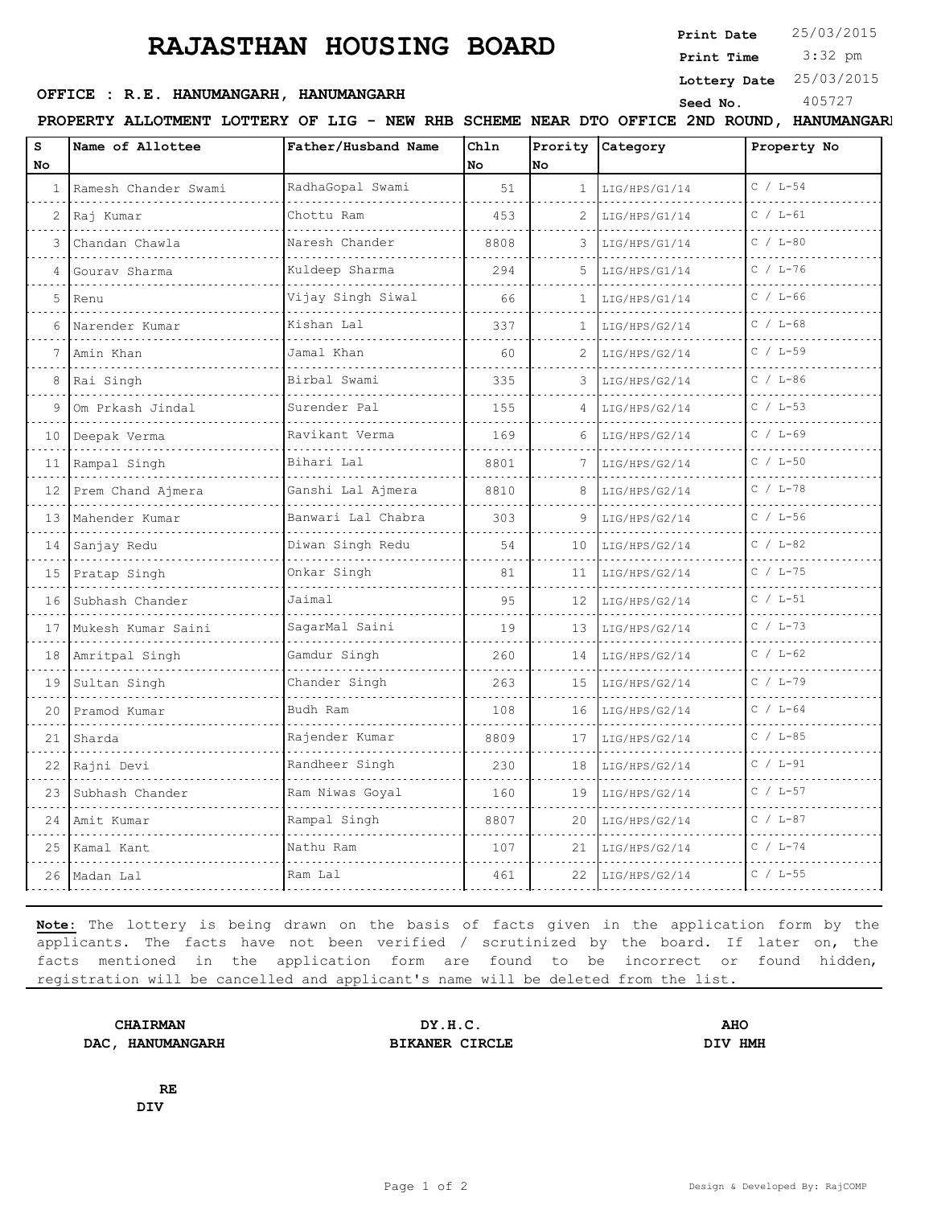# RAJASTHAN HOUSING BOARD

**Print Date** 25/03/2015
**Print Time** 3:32 pm
**Lottery Date** 25/03/2015
**Seed No.** 405727

**OFFICE : R.E. HANUMANGARH, HANUMANGARH**

**PROPERTY ALLOTMENT LOTTERY OF LIG - NEW RHB SCHEME NEAR DTO OFFICE 2ND ROUND, HANUMANGARH**

| S No | Name of Allottee | Father/Husband Name | Chln No | Prority No | Category | Property No |
|---|---|---|---|---|---|---|
| 1 | Ramesh Chander Swami | RadhaGopal Swami | 51 | 1 | LIG/HPS/G1/14 | C / L-54 |
| 2 | Raj Kumar | Chottu Ram | 453 | 2 | LIG/HPS/G1/14 | C / L-61 |
| 3 | Chandan Chawla | Naresh Chander | 8808 | 3 | LIG/HPS/G1/14 | C / L-80 |
| 4 | Gourav Sharma | Kuldeep Sharma | 294 | 5 | LIG/HPS/G1/14 | C / L-76 |
| 5 | Renu | Vijay Singh Siwal | 66 | 1 | LIG/HPS/G1/14 | C / L-66 |
| 6 | Narender Kumar | Kishan Lal | 337 | 1 | LIG/HPS/G2/14 | C / L-68 |
| 7 | Amin Khan | Jamal Khan | 60 | 2 | LIG/HPS/G2/14 | C / L-59 |
| 8 | Rai Singh | Birbal Swami | 335 | 3 | LIG/HPS/G2/14 | C / L-86 |
| 9 | Om Prkash Jindal | Surender Pal | 155 | 4 | LIG/HPS/G2/14 | C / L-53 |
| 10 | Deepak Verma | Ravikant Verma | 169 | 6 | LIG/HPS/G2/14 | C / L-69 |
| 11 | Rampal Singh | Bihari Lal | 8801 | 7 | LIG/HPS/G2/14 | C / L-50 |
| 12 | Prem Chand Ajmera | Ganshi Lal Ajmera | 8810 | 8 | LIG/HPS/G2/14 | C / L-78 |
| 13 | Mahender Kumar | Banwari Lal Chabra | 303 | 9 | LIG/HPS/G2/14 | C / L-56 |
| 14 | Sanjay Redu | Diwan Singh Redu | 54 | 10 | LIG/HPS/G2/14 | C / L-82 |
| 15 | Pratap Singh | Onkar Singh | 81 | 11 | LIG/HPS/G2/14 | C / L-75 |
| 16 | Subhash Chander | Jaimal | 95 | 12 | LIG/HPS/G2/14 | C / L-51 |
| 17 | Mukesh Kumar Saini | SagarMal Saini | 19 | 13 | LIG/HPS/G2/14 | C / L-73 |
| 18 | Amritpal Singh | Gamdur Singh | 260 | 14 | LIG/HPS/G2/14 | C / L-62 |
| 19 | Sultan Singh | Chander Singh | 263 | 15 | LIG/HPS/G2/14 | C / L-79 |
| 20 | Pramod Kumar | Budh Ram | 108 | 16 | LIG/HPS/G2/14 | C / L-64 |
| 21 | Sharda | Rajender Kumar | 8809 | 17 | LIG/HPS/G2/14 | C / L-85 |
| 22 | Rajni Devi | Randheer Singh | 230 | 18 | LIG/HPS/G2/14 | C / L-91 |
| 23 | Subhash Chander | Ram Niwas Goyal | 160 | 19 | LIG/HPS/G2/14 | C / L-57 |
| 24 | Amit Kumar | Rampal Singh | 8807 | 20 | LIG/HPS/G2/14 | C / L-87 |
| 25 | Kamal Kant | Nathu Ram | 107 | 21 | LIG/HPS/G2/14 | C / L-74 |
| 26 | Madan Lal | Ram Lal | 461 | 22 | LIG/HPS/G2/14 | C / L-55 |

**Note:** The lottery is being drawn on the basis of facts given in the application form by the applicants. The facts have not been verified / scrutinized by the board. If later on, the facts mentioned in the application form are found to be incorrect or found hidden, registration will be cancelled and applicant's name will be deleted from the list.

**CHAIRMAN**
**DAC, HANUMANGARH**

**DY.H.C.**
**BIKANER CIRCLE**

**AHO**
**DIV HMH**

**RE**
**DIV**

Design & Developed By: RajCOMP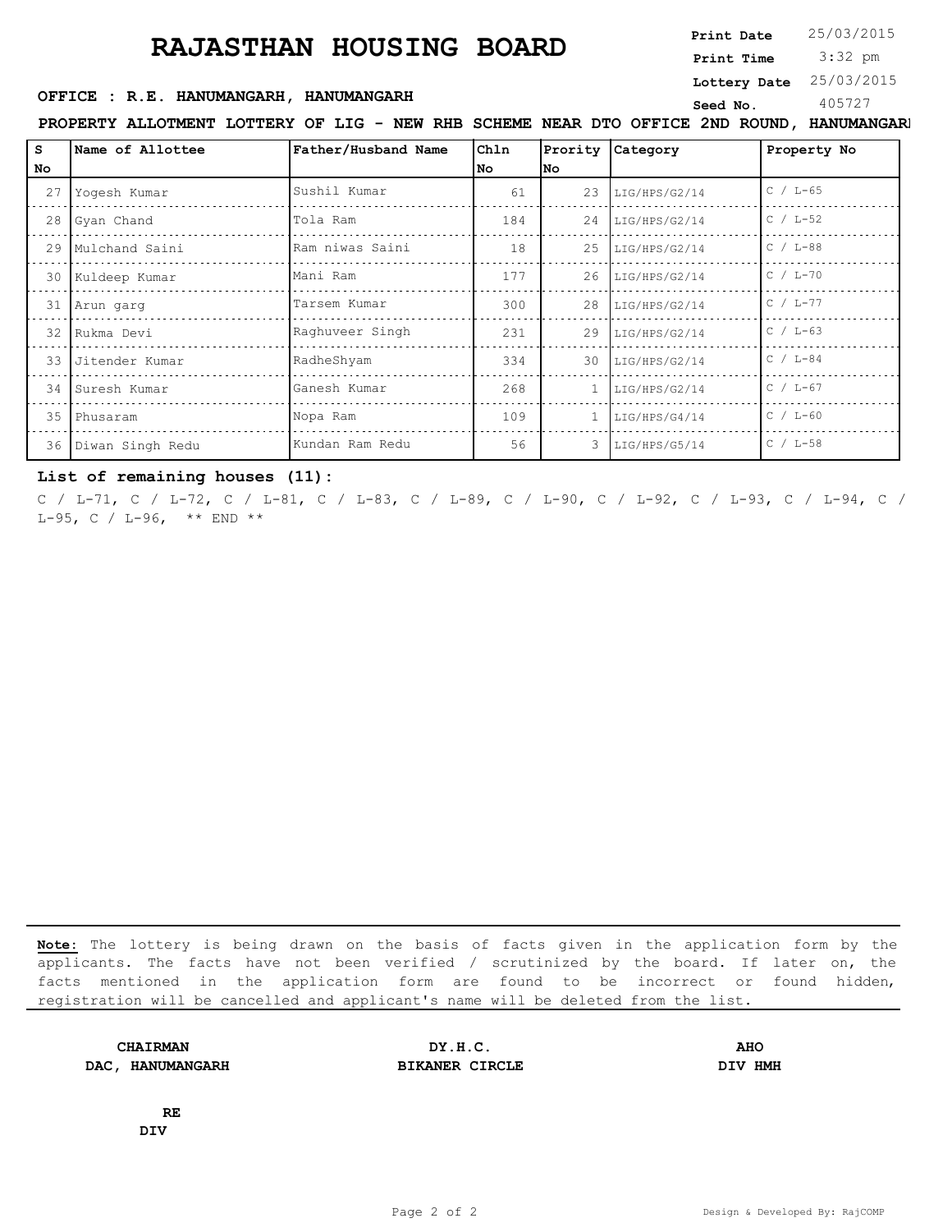# RAJASTHAN HOUSING BOARD

**Print Date** 25/03/2015
**Print Time** 3:32 pm
**Lottery Date** 25/03/2015
**Seed No.** 405727

**OFFICE : R.E. HANUMANGARH, HANUMANGARH**

**PROPERTY ALLOTMENT LOTTERY OF LIG - NEW RHB SCHEME NEAR DTO OFFICE 2ND ROUND, HANUMANGARH**

| S No | Name of Allottee | Father/Husband Name | Chln No | Prority No | Category | Property No |
|---|---|---|---|---|---|---|
| 27 | Yogesh Kumar | Sushil Kumar | 61 | 23 | LIG/HPS/G2/14 | C / L-65 |
| 28 | Gyan Chand | Tola Ram | 184 | 24 | LIG/HPS/G2/14 | C / L-52 |
| 29 | Mulchand Saini | Ram niwas Saini | 18 | 25 | LIG/HPS/G2/14 | C / L-88 |
| 30 | Kuldeep Kumar | Mani Ram | 177 | 26 | LIG/HPS/G2/14 | C / L-70 |
| 31 | Arun garg | Tarsem Kumar | 300 | 28 | LIG/HPS/G2/14 | C / L-77 |
| 32 | Rukma Devi | Raghuveer Singh | 231 | 29 | LIG/HPS/G2/14 | C / L-63 |
| 33 | Jitender Kumar | RadheShyam | 334 | 30 | LIG/HPS/G2/14 | C / L-84 |
| 34 | Suresh Kumar | Ganesh Kumar | 268 | 1 | LIG/HPS/G2/14 | C / L-67 |
| 35 | Phusaram | Nopa Ram | 109 | 1 | LIG/HPS/G4/14 | C / L-60 |
| 36 | Diwan Singh Redu | Kundan Ram Redu | 56 | 3 | LIG/HPS/G5/14 | C / L-58 |

**List of remaining houses (11):**

C / L-71, C / L-72, C / L-81, C / L-83, C / L-89, C / L-90, C / L-92, C / L-93, C / L-94, C / L-95, C / L-96, ** END **

**Note:** The lottery is being drawn on the basis of facts given in the application form by the applicants. The facts have not been verified / scrutinized by the board. If later on, the facts mentioned in the application form are found to be incorrect or found hidden, registration will be cancelled and applicant's name will be deleted from the list.

**CHAIRMAN**
**DAC, HANUMANGARH**

**DY.H.C.**
**BIKANER CIRCLE**

**AHO**
**DIV HMH**

**RE**
**DIV**

Design & Developed By: RajCOMP